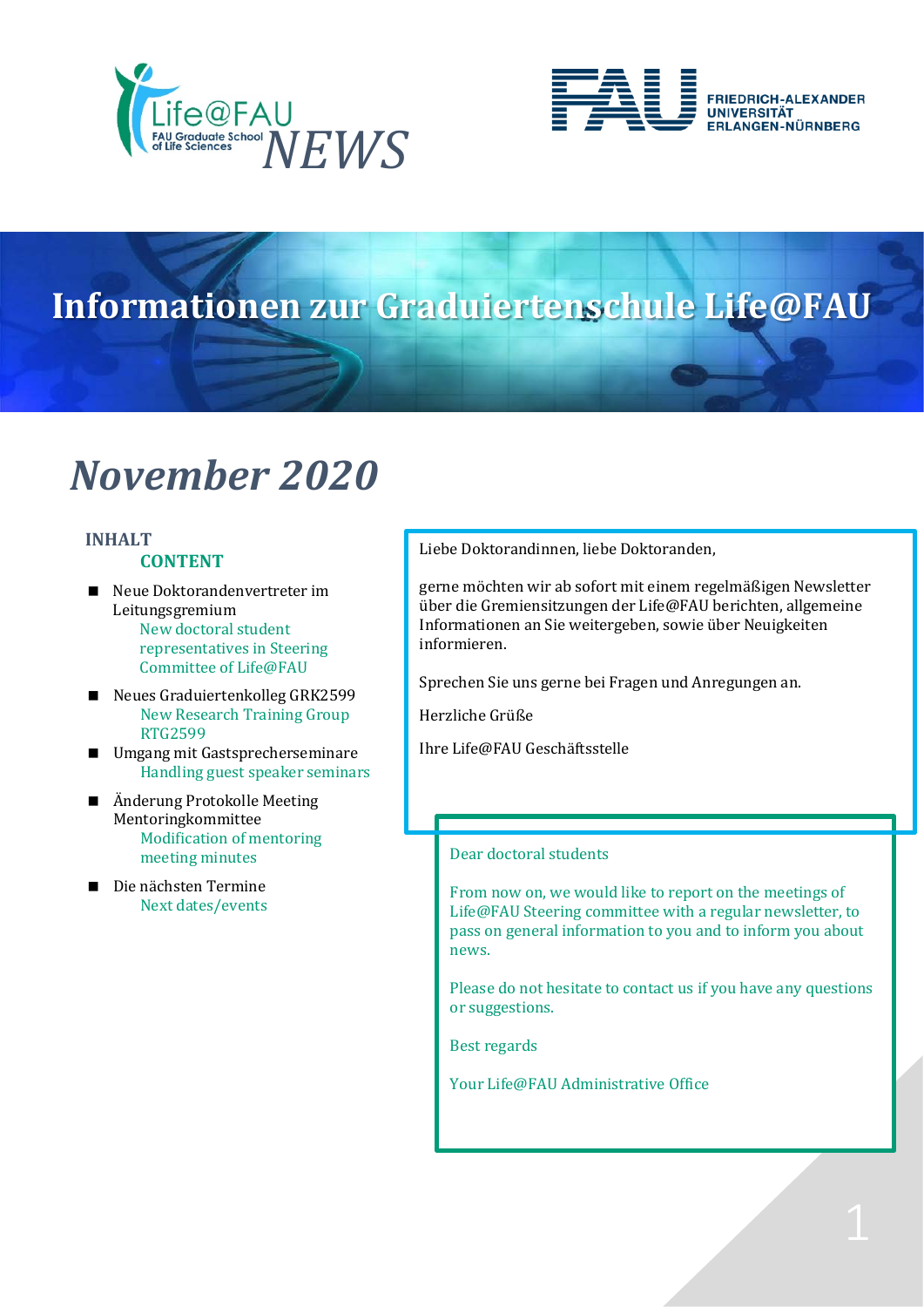Life@FAU
FAU Graduate School of Life Sciences
*NEWS*

FRIEDRICH-ALEXANDER UNIVERSITÄT ERLANGEN-NÜRNBERG

# Informationen zur Graduiertenschule Life@FAU

# *November 2020*

**INHALT**
**CONTENT**

- Neue Doktorandenvertreter im Leitungsgremium
  New doctoral student representatives in Steering Committee of Life@FAU
- Neues Graduiertenkolleg GRK2599
  New Research Training Group RTG2599
- Umgang mit Gastsprecherseminare
  Handling guest speaker seminars
- Änderung Protokolle Meeting Mentoringkommittee
  Modification of mentoring meeting minutes
- Die nächsten Termine
  Next dates/events

Liebe Doktorandinnen, liebe Doktoranden,

gerne möchten wir ab sofort mit einem regelmäßigen Newsletter über die Gremiensitzungen der Life@FAU berichten, allgemeine Informationen an Sie weitergeben, sowie über Neuigkeiten informieren.

Sprechen Sie uns gerne bei Fragen und Anregungen an.

Herzliche Grüße

Ihre Life@FAU Geschäftsstelle

Dear doctoral students

From now on, we would like to report on the meetings of Life@FAU Steering committee with a regular newsletter, to pass on general information to you and to inform you about news.

Please do not hesitate to contact us if you have any questions or suggestions.

Best regards

Your Life@FAU Administrative Office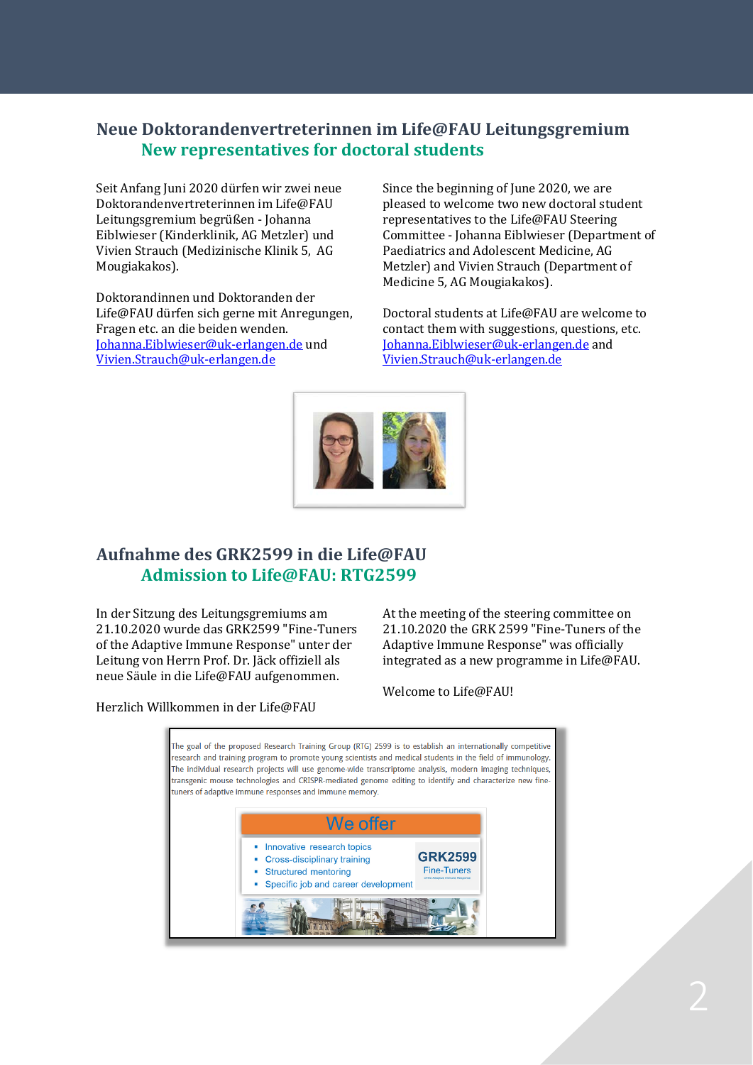## Neue Doktorandenvertreterinnen im Life@FAU Leitungsgremium

## New representatives for doctoral students

Seit Anfang Juni 2020 dürfen wir zwei neue Doktorandenvertreterinnen im Life@FAU Leitungsgremium begrüßen - Johanna Eiblwieser (Kinderklinik, AG Metzler) und Vivien Strauch (Medizinische Klinik 5, AG Mougiakakos).

Doktorandinnen und Doktoranden der Life@FAU dürfen sich gerne mit Anregungen, Fragen etc. an die beiden wenden. Johanna.Eiblwieser@uk-erlangen.de und Vivien.Strauch@uk-erlangen.de

Since the beginning of June 2020, we are pleased to welcome two new doctoral student representatives to the Life@FAU Steering Committee - Johanna Eiblwieser (Department of Paediatrics and Adolescent Medicine, AG Metzler) and Vivien Strauch (Department of Medicine 5, AG Mougiakakos).

Doctoral students at Life@FAU are welcome to contact them with suggestions, questions, etc. Johanna.Eiblwieser@uk-erlangen.de and Vivien.Strauch@uk-erlangen.de

## Aufnahme des GRK2599 in die Life@FAU

## Admission to Life@FAU: RTG2599

In der Sitzung des Leitungsgremiums am 21.10.2020 wurde das GRK2599 "Fine-Tuners of the Adaptive Immune Response" unter der Leitung von Herrn Prof. Dr. Jäck offiziell als neue Säule in die Life@FAU aufgenommen.

Herzlich Willkommen in der Life@FAU

At the meeting of the steering committee on 21.10.2020 the GRK 2599 "Fine-Tuners of the Adaptive Immune Response" was officially integrated as a new programme in Life@FAU.

Welcome to Life@FAU!

The goal of the proposed Research Training Group (RTG) 2599 is to establish an internationally competitive research and training program to promote young scientists and medical students in the field of immunology. The individual research projects will use genome-wide transcriptome analysis, modern imaging techniques, transgenic mouse technologies and CRISPR-mediated genome editing to identify and characterize new fine-tuners of adaptive immune responses and immune memory.

**We offer**

- Innovative research topics
- Cross-disciplinary training
- Structured mentoring
- Specific job and career development

GRK2599 Fine-Tuners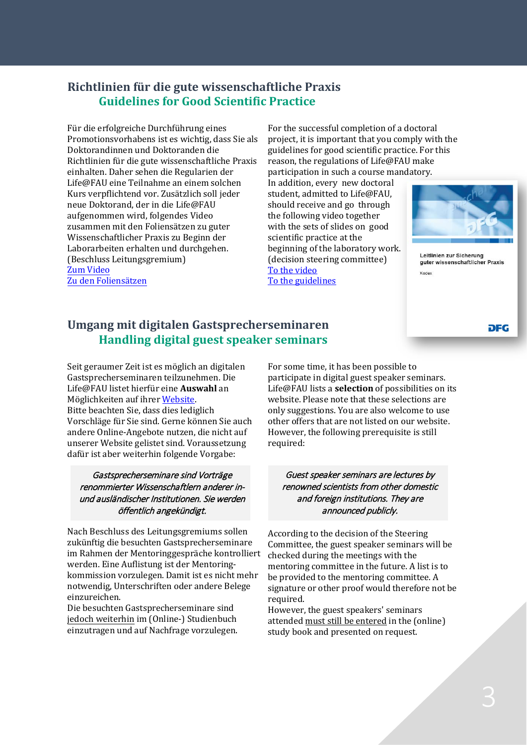## Richtlinien für die gute wissenschaftliche Praxis
## Guidelines for Good Scientific Practice

Für die erfolgreiche Durchführung eines Promotionsvorhabens ist es wichtig, dass Sie als Doktorandinnen und Doktoranden die Richtlinien für die gute wissenschaftliche Praxis einhalten. Daher sehen die Regularien der Life@FAU eine Teilnahme an einem solchen Kurs verpflichtend vor. Zusätzlich soll jeder neue Doktorand, der in die Life@FAU aufgenommen wird, folgendes Video zusammen mit den Foliensätzen zu guter Wissenschaftlicher Praxis zu Beginn der Laborarbeiten erhalten und durchgehen. (Beschluss Leitungsgremium)
Zum Video
Zu den Foliensätzen

For the successful completion of a doctoral project, it is important that you comply with the guidelines for good scientific practice. For this reason, the regulations of Life@FAU make participation in such a course mandatory.
In addition, every new doctoral student, admitted to Life@FAU, should receive and go through the following video together with the sets of slides on good scientific practice at the beginning of the laboratory work. (decision steering committee)
To the video
To the guidelines

Leitlinien zur Sicherung guter wissenschaftlicher Praxis
Kodex
DFG

## Umgang mit digitalen Gastsprecherseminaren
## Handling digital guest speaker seminars

Seit geraumer Zeit ist es möglich an digitalen Gastsprecherseminaren teilzunehmen. Die Life@FAU listet hierfür eine **Auswahl** an Möglichkeiten auf ihrer Website.
Bitte beachten Sie, dass dies lediglich Vorschläge für Sie sind. Gerne können Sie auch andere Online-Angebote nutzen, die nicht auf unserer Website gelistet sind. Voraussetzung dafür ist aber weiterhin folgende Vorgabe:

> *Gastsprecherseminare sind Vorträge renommierter Wissenschaftlern anderer in- und ausländischer Institutionen. Sie werden öffentlich angekündigt.*

Nach Beschluss des Leitungsgremiums sollen zukünftig die besuchten Gastsprecherseminare im Rahmen der Mentoringgespräche kontrolliert werden. Eine Auflistung ist der Mentoring-kommission vorzulegen. Damit ist es nicht mehr notwendig, Unterschriften oder andere Belege einzureichen.
Die besuchten Gastsprecherseminare sind jedoch weiterhin im (Online-) Studienbuch einzutragen und auf Nachfrage vorzulegen.

For some time, it has been possible to participate in digital guest speaker seminars. Life@FAU lists a **selection** of possibilities on its website. Please note that these selections are only suggestions. You are also welcome to use other offers that are not listed on our website. However, the following prerequisite is still required:

> *Guest speaker seminars are lectures by renowned scientists from other domestic and foreign institutions. They are announced publicly.*

According to the decision of the Steering Committee, the guest speaker seminars will be checked during the meetings with the mentoring committee in the future. A list is to be provided to the mentoring committee. A signature or other proof would therefore not be required.
However, the guest speakers' seminars attended must still be entered in the (online) study book and presented on request.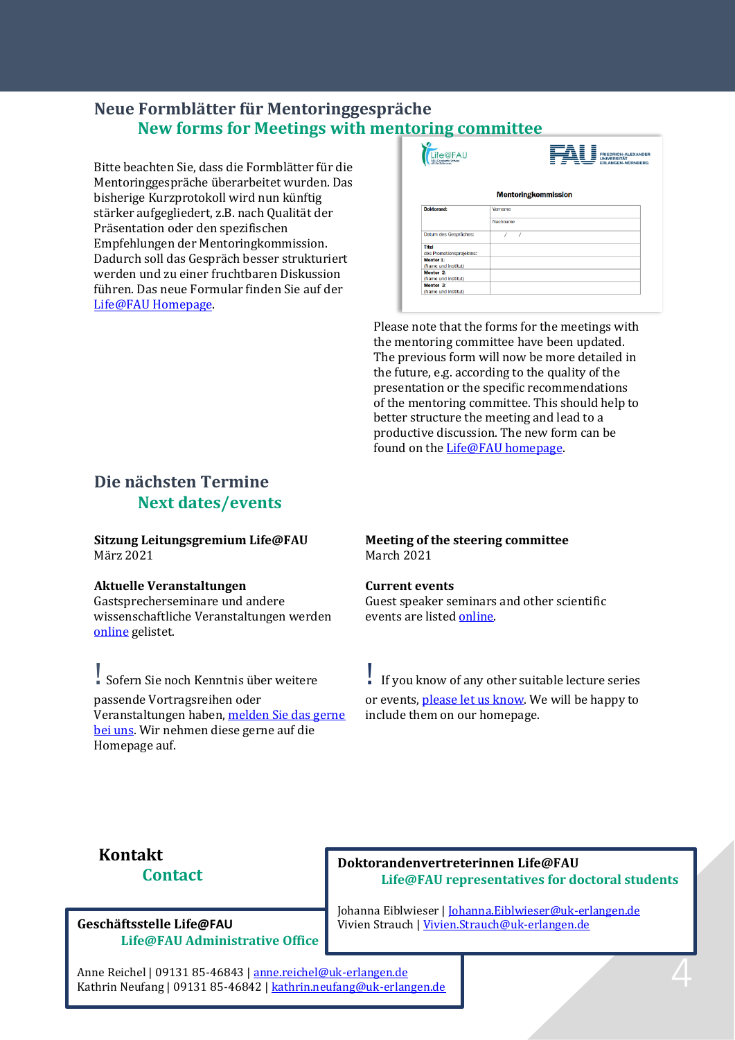## Neue Formblätter für Mentoringgespräche

## New forms for Meetings with mentoring committee

Bitte beachten Sie, dass die Formblätter für die Mentoringgespräche überarbeitet wurden. Das bisherige Kurzprotokoll wird nun künftig stärker aufgegliedert, z.B. nach Qualität der Präsentation oder den spezifischen Empfehlungen der Mentoringkommission. Dadurch soll das Gespräch besser strukturiert werden und zu einer fruchtbaren Diskussion führen. Das neue Formular finden Sie auf der [Life@FAU Homepage](Life@FAU Homepage).

Please note that the forms for the meetings with the mentoring committee have been updated. The previous form will now be more detailed in the future, e.g. according to the quality of the presentation or the specific recommendations of the mentoring committee. This should help to better structure the meeting and lead to a productive discussion. The new form can be found on the [Life@FAU homepage](Life@FAU homepage).

## Die nächsten Termine

## Next dates/events

**Sitzung Leitungsgremium Life@FAU**
März 2021

**Meeting of the steering committee**
March 2021

**Aktuelle Veranstaltungen**
Gastsprecherseminare und andere wissenschaftliche Veranstaltungen werden online gelistet.

**Current events**
Guest speaker seminars and other scientific events are listed online.

! Sofern Sie noch Kenntnis über weitere passende Vortragsreihen oder Veranstaltungen haben, melden Sie das gerne bei uns. Wir nehmen diese gerne auf die Homepage auf.

! If you know of any other suitable lecture series or events, please let us know. We will be happy to include them on our homepage.

## Kontakt

## Contact

**Geschäftsstelle Life@FAU**
**Life@FAU Administrative Office**

Anne Reichel | 09131 85-46843 | anne.reichel@uk-erlangen.de
Kathrin Neufang | 09131 85-46842 | kathrin.neufang@uk-erlangen.de

**Doktorandenvertreterinnen Life@FAU**
**Life@FAU representatives for doctoral students**

Johanna Eiblwieser | Johanna.Eiblwieser@uk-erlangen.de
Vivien Strauch | Vivien.Strauch@uk-erlangen.de